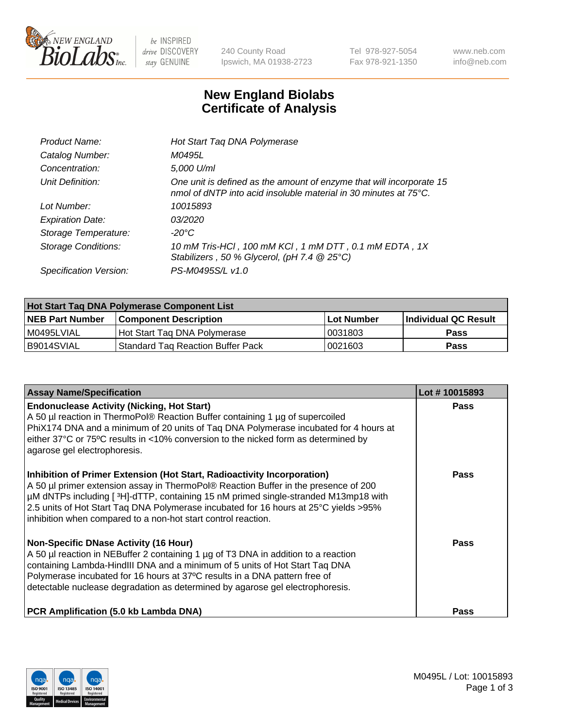# New England Biolabs Certificate of Analysis

| | |
|---|---|
| *Product Name:* | *Hot Start Taq DNA Polymerase* |
| *Catalog Number:* | *M0495L* |
| *Concentration:* | *5,000 U/ml* |
| *Unit Definition:* | *One unit is defined as the amount of enzyme that will incorporate 15 nmol of dNTP into acid insoluble material in 30 minutes at 75°C.* |
| *Lot Number:* | *10015893* |
| *Expiration Date:* | *03/2020* |
| *Storage Temperature:* | *-20°C* |
| *Storage Conditions:* | *10 mM Tris-HCl , 100 mM KCl , 1 mM DTT , 0.1 mM EDTA , 1X Stabilizers , 50 % Glycerol, (pH 7.4 @ 25°C)* |
| *Specification Version:* | *PS-M0495S/L v1.0* |

| **Hot Start Taq DNA Polymerase Component List** | | | |
|---|---|---|---|
| **NEB Part Number** | **Component Description** | **Lot Number** | **Individual QC Result** |
| M0495LVIAL | Hot Start Taq DNA Polymerase | 0031803 | **Pass** |
| B9014SVIAL | Standard Taq Reaction Buffer Pack | 0021603 | **Pass** |

| **Assay Name/Specification** | **Lot # 10015893** |
|---|---|
| **Endonuclease Activity (Nicking, Hot Start)**<br>A 50 µl reaction in ThermoPol® Reaction Buffer containing 1 µg of supercoiled PhiX174 DNA and a minimum of 20 units of Taq DNA Polymerase incubated for 4 hours at either 37°C or 75ºC results in <10% conversion to the nicked form as determined by agarose gel electrophoresis. | **Pass** |
| **Inhibition of Primer Extension (Hot Start, Radioactivity Incorporation)**<br>A 50 µl primer extension assay in ThermoPol® Reaction Buffer in the presence of 200 µM dNTPs including [ $^3$H]-dTTP, containing 15 nM primed single-stranded M13mp18 with 2.5 units of Hot Start Taq DNA Polymerase incubated for 16 hours at 25°C yields >95% inhibition when compared to a non-hot start control reaction. | **Pass** |
| **Non-Specific DNase Activity (16 Hour)**<br>A 50 µl reaction in NEBuffer 2 containing 1 µg of T3 DNA in addition to a reaction containing Lambda-HindIII DNA and a minimum of 5 units of Hot Start Taq DNA Polymerase incubated for 16 hours at 37ºC results in a DNA pattern free of detectable nuclease degradation as determined by agarose gel electrophoresis. | **Pass** |
| **PCR Amplification (5.0 kb Lambda DNA)** | **Pass** |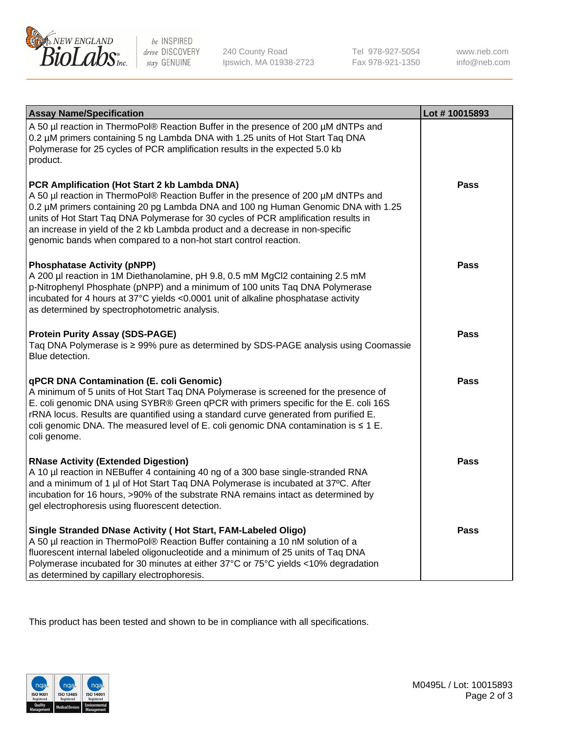| Assay Name/Specification | Lot # 10015893 |
|---|---|
| A 50 µl reaction in ThermoPol® Reaction Buffer in the presence of 200 µM dNTPs and 0.2 µM primers containing 5 ng Lambda DNA with 1.25 units of Hot Start Taq DNA Polymerase for 25 cycles of PCR amplification results in the expected 5.0 kb product. | |
| **PCR Amplification (Hot Start 2 kb Lambda DNA)**<br>A 50 µl reaction in ThermoPol® Reaction Buffer in the presence of 200 µM dNTPs and 0.2 µM primers containing 20 pg Lambda DNA and 100 ng Human Genomic DNA with 1.25 units of Hot Start Taq DNA Polymerase for 30 cycles of PCR amplification results in an increase in yield of the 2 kb Lambda product and a decrease in non-specific genomic bands when compared to a non-hot start control reaction. | **Pass** |
| **Phosphatase Activity (pNPP)**<br>A 200 µl reaction in 1M Diethanolamine, pH 9.8, 0.5 mM $MgCl_2$ containing 2.5 mM p-Nitrophenyl Phosphate (pNPP) and a minimum of 100 units Taq DNA Polymerase incubated for 4 hours at 37°C yields <0.0001 unit of alkaline phosphatase activity as determined by spectrophotometric analysis. | **Pass** |
| **Protein Purity Assay (SDS-PAGE)**<br>Taq DNA Polymerase is ≥ 99% pure as determined by SDS-PAGE analysis using Coomassie Blue detection. | **Pass** |
| **qPCR DNA Contamination (E. coli Genomic)**<br>A minimum of 5 units of Hot Start Taq DNA Polymerase is screened for the presence of E. coli genomic DNA using SYBR® Green qPCR with primers specific for the E. coli 16S rRNA locus. Results are quantified using a standard curve generated from purified E. coli genomic DNA. The measured level of E. coli genomic DNA contamination is ≤ 1 E. coli genome. | **Pass** |
| **RNase Activity (Extended Digestion)**<br>A 10 µl reaction in NEBuffer 4 containing 40 ng of a 300 base single-stranded RNA and a minimum of 1 µl of Hot Start Taq DNA Polymerase is incubated at 37ºC. After incubation for 16 hours, >90% of the substrate RNA remains intact as determined by gel electrophoresis using fluorescent detection. | **Pass** |
| **Single Stranded DNase Activity ( Hot Start, FAM-Labeled Oligo)**<br>A 50 µl reaction in ThermoPol® Reaction Buffer containing a 10 nM solution of a fluorescent internal labeled oligonucleotide and a minimum of 25 units of Taq DNA Polymerase incubated for 30 minutes at either 37°C or 75°C yields <10% degradation as determined by capillary electrophoresis. | **Pass** |

This product has been tested and shown to be in compliance with all specifications.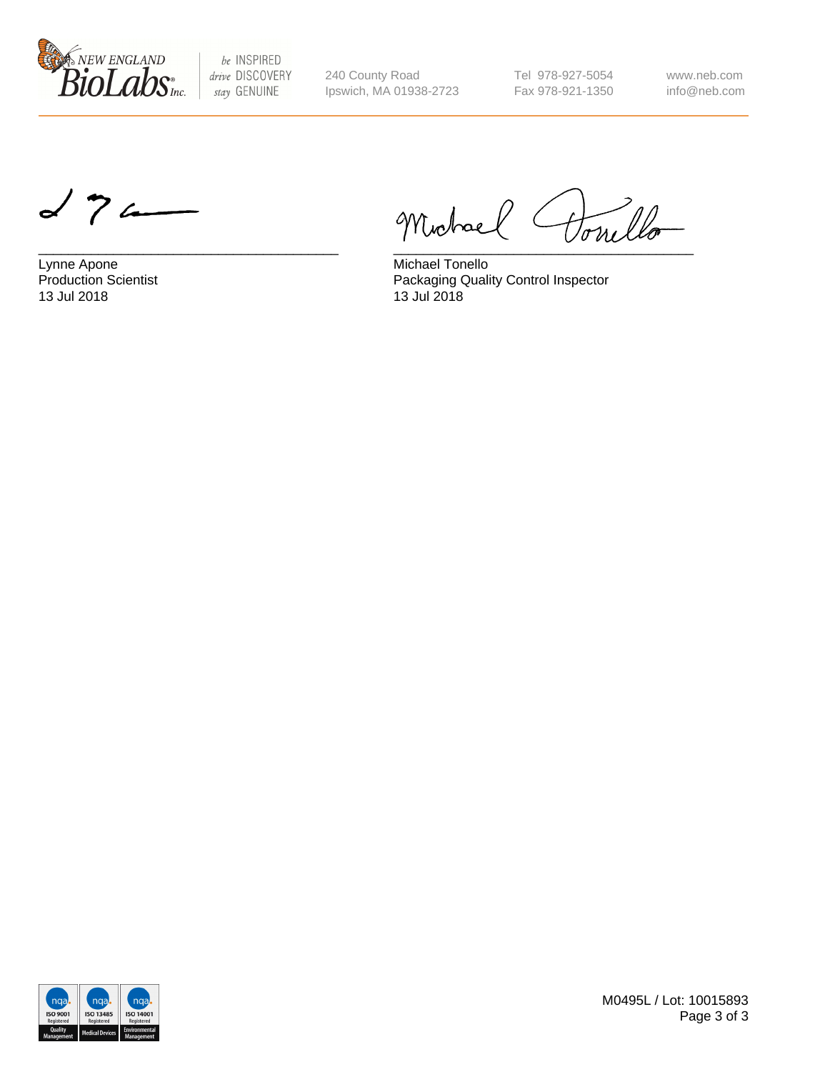New England BioLabs Inc.

be INSPIRED
drive DISCOVERY
stay GENUINE

240 County Road
Ipswich, MA 01938-2723

Tel 978-927-5054
Fax 978-921-1350

www.neb.com
info@neb.com

Lynne Apone
Production Scientist
13 Jul 2018

Michael Tonello
Packaging Quality Control Inspector
13 Jul 2018

ISO 9001 Registered Quality Management | ISO 13485 Registered Medical Devices | ISO 14001 Registered Environmental Management

M0495L / Lot: 10015893